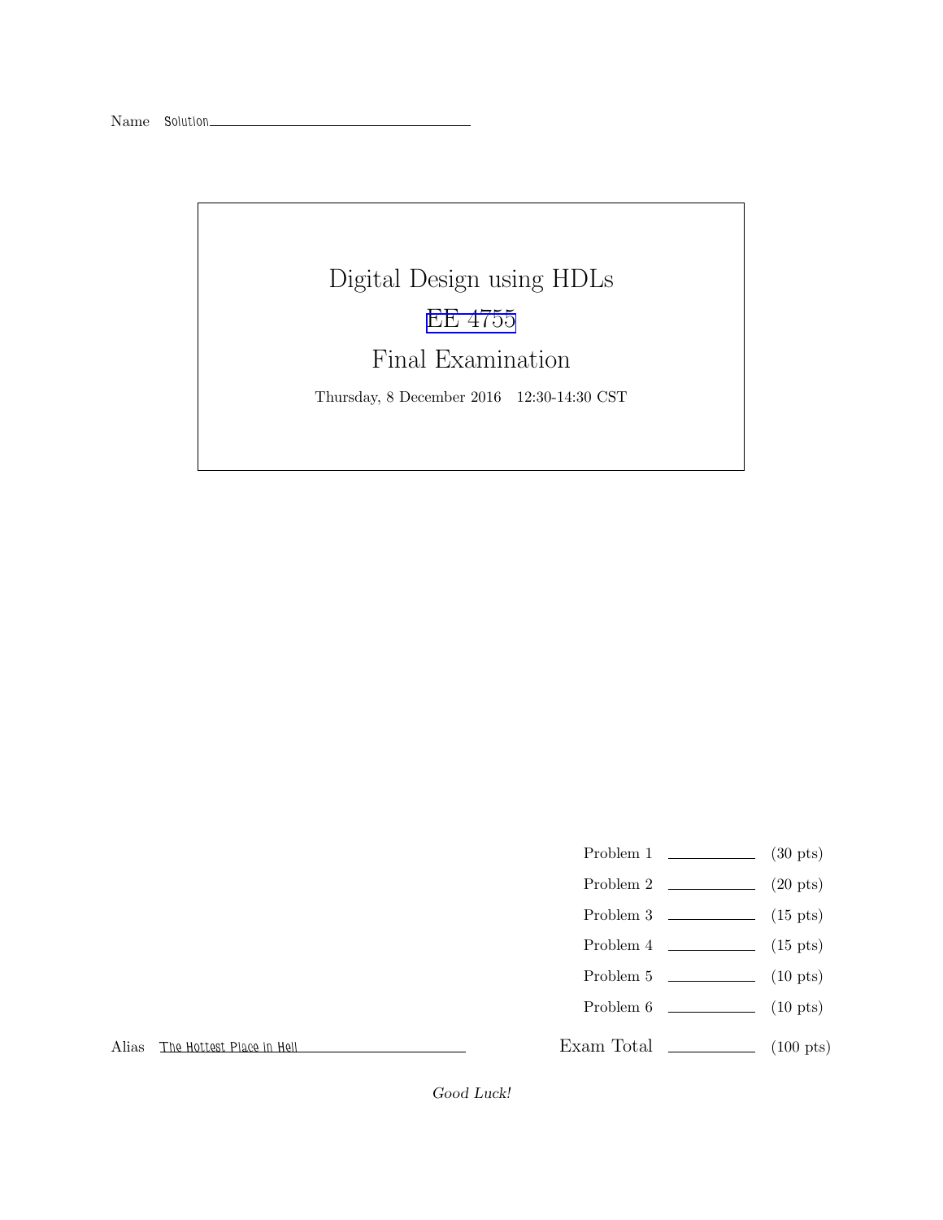Name Solution

# Digital Design using HDLs

## EE 4755

## Final Examination

Thursday, 8 December 2016 12:30-14:30 CST

| | | |
|---|---|---|
| Problem 1 | | (30 pts) |
| Problem 2 | | (20 pts) |
| Problem 3 | | (15 pts) |
| Problem 4 | | (15 pts) |
| Problem 5 | | (10 pts) |
| Problem 6 | | (10 pts) |
| Exam Total | | (100 pts) |

Alias The Hottest Place in Hell

*Good Luck!*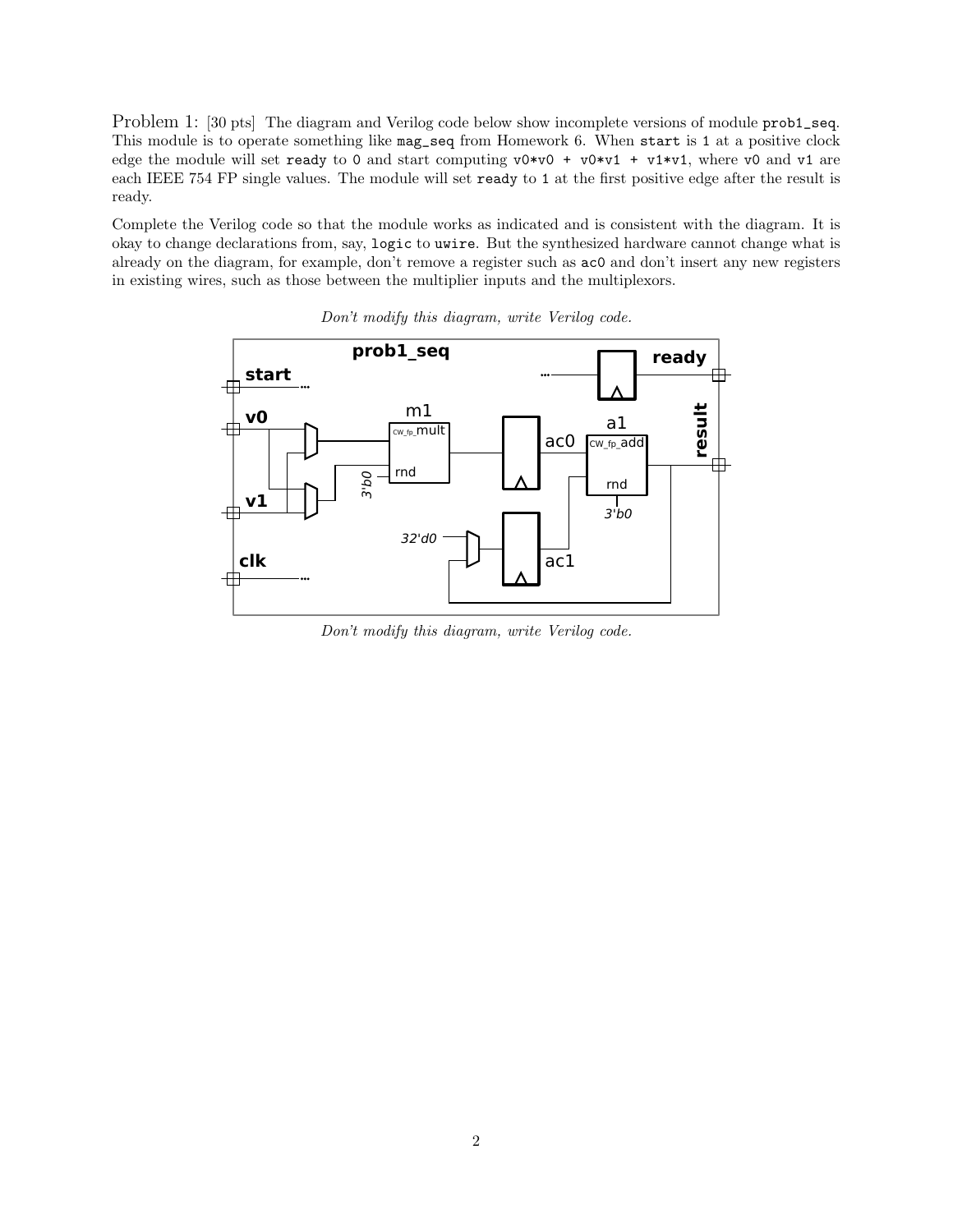Problem 1: [30 pts] The diagram and Verilog code below show incomplete versions of module `prob1_seq`. This module is to operate something like `mag_seq` from Homework 6. When `start` is 1 at a positive clock edge the module will set `ready` to 0 and start computing `v0*v0 + v0*v1 + v1*v1`, where `v0` and `v1` are each IEEE 754 FP single values. The module will set `ready` to 1 at the first positive edge after the result is ready.

Complete the Verilog code so that the module works as indicated and is consistent with the diagram. It is okay to change declarations from, say, `logic` to `uwire`. But the synthesized hardware cannot change what is already on the diagram, for example, don't remove a register such as `ac0` and don't insert any new registers in existing wires, such as those between the multiplier inputs and the multiplexors.

*Don't modify this diagram, write Verilog code.*

*Don't modify this diagram, write Verilog code.*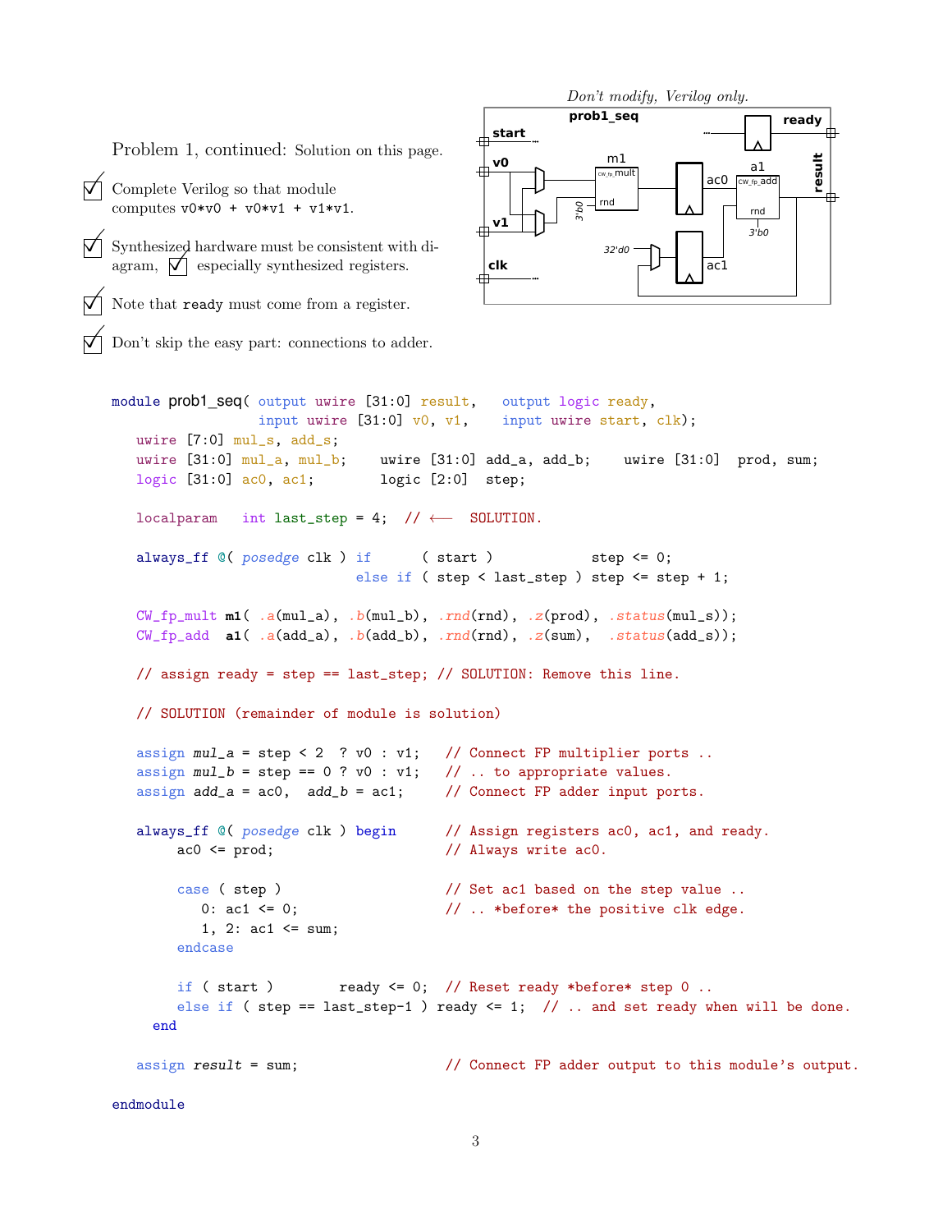Don't modify, Verilog only.

Problem 1, continued: Solution on this page.

- ☑ Complete Verilog so that module computes `v0*v0 + v0*v1 + v1*v1`.
- ☑ Synthesized hardware must be consistent with diagram, ☑ especially synthesized registers.
- ☑ Note that `ready` must come from a register.
- ☑ Don't skip the easy part: connections to adder.

```
module prob1_seq( output uwire [31:0] result,   output logic ready,
                  input uwire [31:0] v0, v1,    input uwire start, clk);
   uwire [7:0] mul_s, add_s;
   uwire [31:0] mul_a, mul_b;    uwire [31:0] add_a, add_b;    uwire [31:0]  prod, sum;
   logic [31:0] ac0, ac1;        logic [2:0]  step;

   localparam   int last_step = 4;  // <--  SOLUTION.

   always_ff @( posedge clk ) if      ( start )             step <= 0;
                              else if ( step < last_step ) step <= step + 1;

   CW_fp_mult m1( .a(mul_a), .b(mul_b), .rnd(rnd), .z(prod), .status(mul_s));
   CW_fp_add  a1( .a(add_a), .b(add_b), .rnd(rnd), .z(sum),  .status(add_s));

   // assign ready = step == last_step; // SOLUTION: Remove this line.

   // SOLUTION (remainder of module is solution)

   assign mul_a = step < 2  ? v0 : v1;   // Connect FP multiplier ports ..
   assign mul_b = step == 0 ? v0 : v1;   // .. to appropriate values.
   assign add_a = ac0,  add_b = ac1;     // Connect FP adder input ports.

   always_ff @( posedge clk ) begin      // Assign registers ac0, ac1, and ready.
      ac0 <= prod;                       // Always write ac0.

      case ( step )                      // Set ac1 based on the step value ..
        0: ac1 <= 0;                     // .. *before* the positive clk edge.
        1, 2: ac1 <= sum;
      endcase

      if ( start )        ready <= 0;  // Reset ready *before* step 0 ..
      else if ( step == last_step-1 ) ready <= 1;  // .. and set ready when will be done.
    end

   assign result = sum;                  // Connect FP adder output to this module's output.

endmodule
```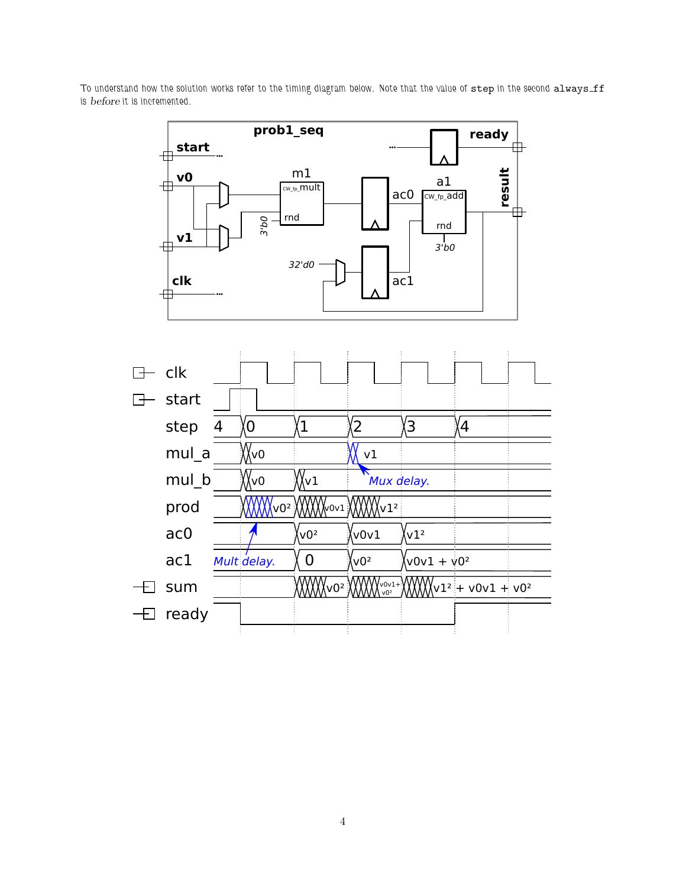To understand how the solution works refer to the timing diagram below. Note that the value of `step` in the second `always_ff` is *before* it is incremented.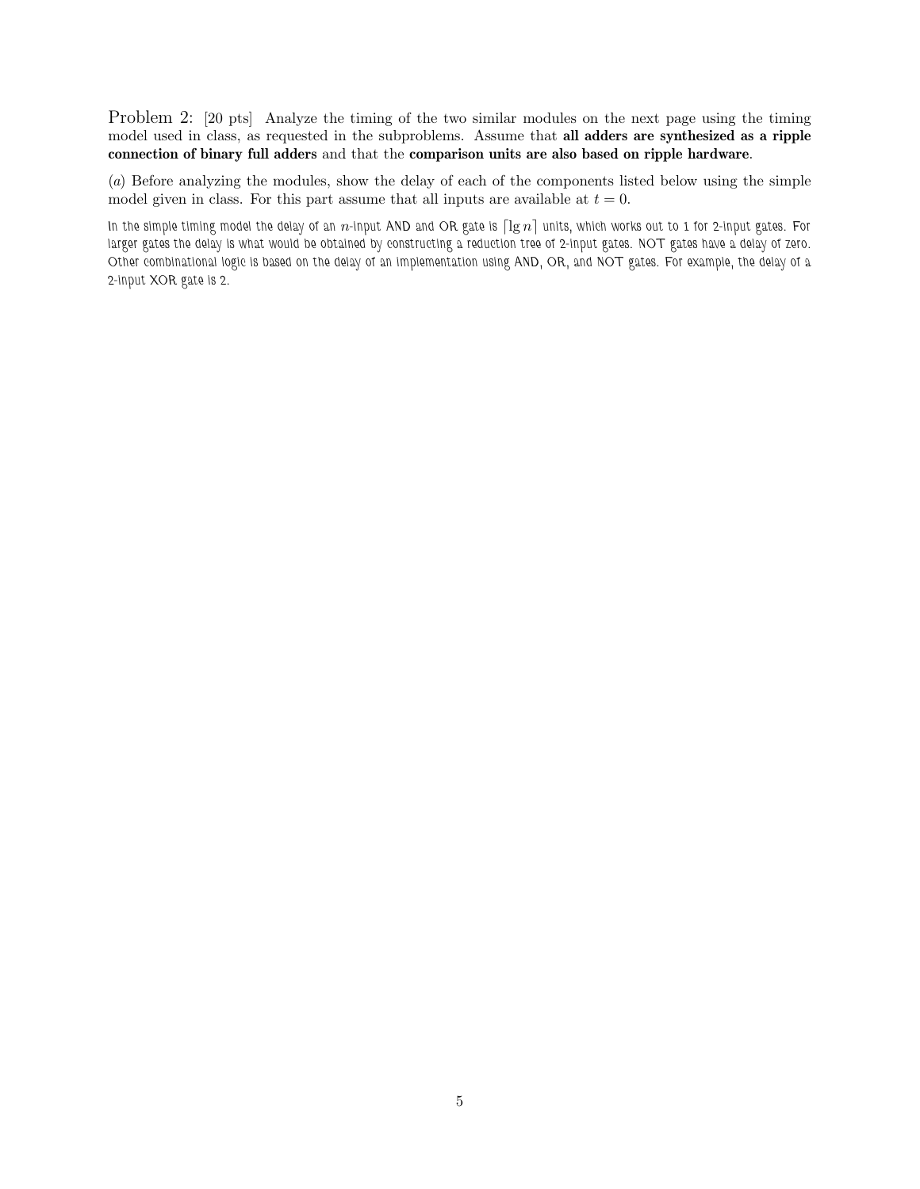Problem 2: [20 pts] Analyze the timing of the two similar modules on the next page using the timing model used in class, as requested in the subproblems. Assume that **all adders are synthesized as a ripple connection of binary full adders** and that the **comparison units are also based on ripple hardware**.

(*a*) Before analyzing the modules, show the delay of each of the components listed below using the simple model given in class. For this part assume that all inputs are available at $t = 0$.

In the simple timing model the delay of an $n$-input AND and OR gate is $\lceil \lg n \rceil$ units, which works out to 1 for 2-input gates. For larger gates the delay is what would be obtained by constructing a reduction tree of 2-input gates. NOT gates have a delay of zero. Other combinational logic is based on the delay of an implementation using AND, OR, and NOT gates. For example, the delay of a 2-input XOR gate is 2.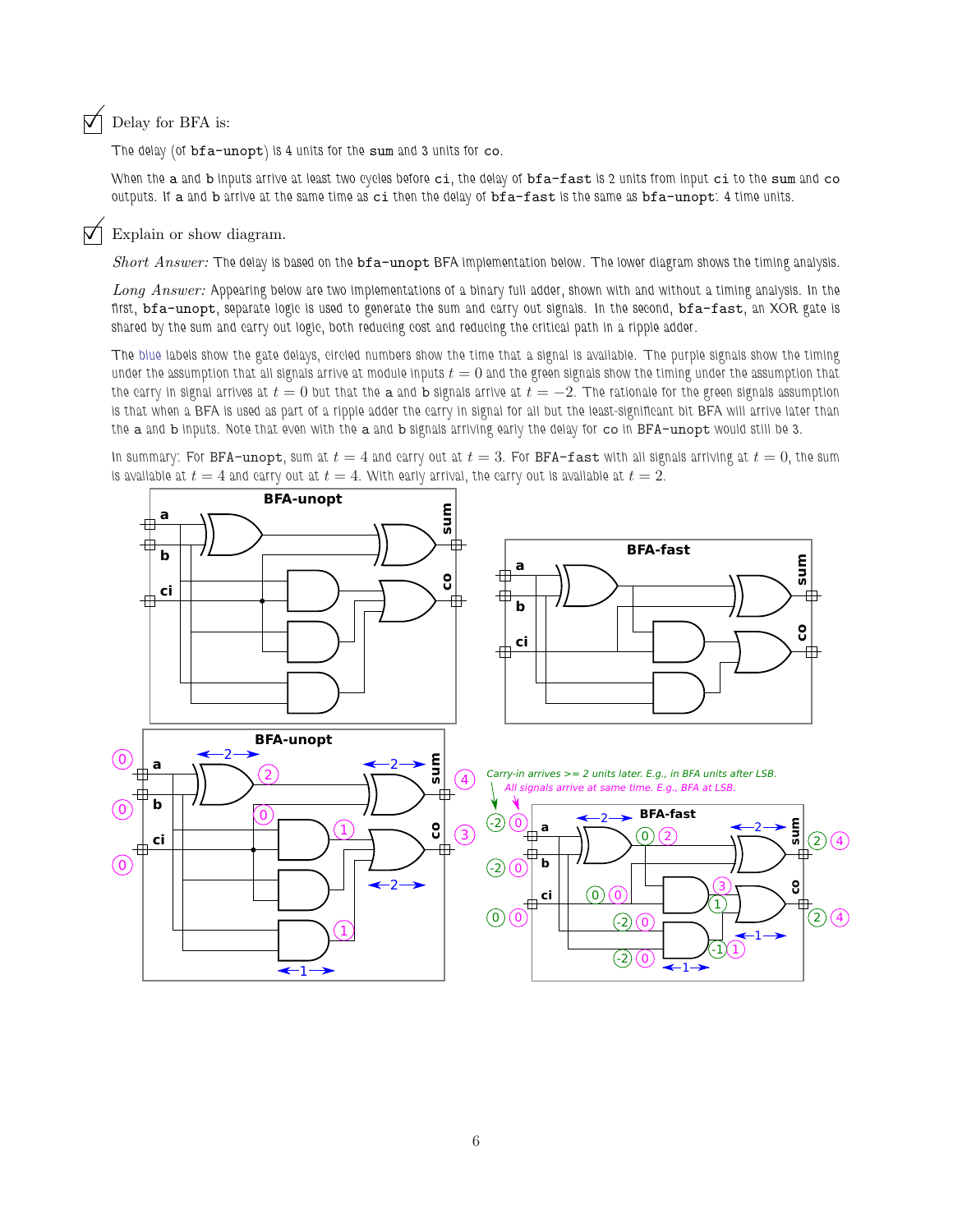☑ Delay for BFA is:

The delay (of `bfa-unopt`) is 4 units for the `sum` and 3 units for `co`.

When the `a` and `b` inputs arrive at least two cycles before `ci`, the delay of `bfa-fast` is 2 units from input `ci` to the `sum` and `co` outputs. If `a` and `b` arrive at the same time as `ci` then the delay of `bfa-fast` is the same as `bfa-unopt`: 4 time units.

☑ Explain or show diagram.

*Short Answer:* The delay is based on the `bfa-unopt` BFA implementation below. The lower diagram shows the timing analysis.

*Long Answer:* Appearing below are two implementations of a binary full adder, shown with and without a timing analysis. In the first, `bfa-unopt`, separate logic is used to generate the sum and carry out signals. In the second, `bfa-fast`, an XOR gate is shared by the sum and carry out logic, both reducing cost and reducing the critical path in a ripple adder.

The blue labels show the gate delays, circled numbers show the time that a signal is available. The purple signals show the timing under the assumption that all signals arrive at module inputs $t = 0$ and the green signals show the timing under the assumption that the carry in signal arrives at $t = 0$ but that the `a` and `b` signals arrive at $t = -2$. The rationale for the green signals assumption is that when a BFA is used as part of a ripple adder the carry in signal for all but the least-significant bit BFA will arrive later than the `a` and `b` inputs. Note that even with the `a` and `b` signals arriving early the delay for `co` in `BFA-unopt` would still be 3.

In summary: For `BFA-unopt`, sum at $t = 4$ and carry out at $t = 3$. For `BFA-fast` with all signals arriving at $t = 0$, the sum is available at $t = 4$ and carry out at $t = 4$. With early arrival, the carry out is available at $t = 2$.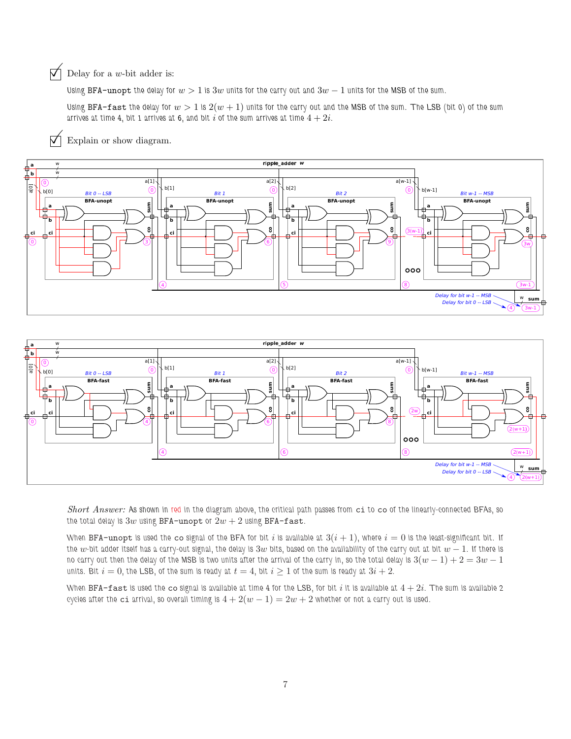☑ Delay for a $w$-bit adder is:

Using `BFA-unopt` the delay for $w > 1$ is $3w$ units for the carry out and $3w - 1$ units for the MSB of the sum.

Using `BFA-fast` the delay for $w > 1$ is $2(w + 1)$ units for the carry out and the MSB of the sum. The LSB (bit 0) of the sum arrives at time 4, bit 1 arrives at 6, and bit $i$ of the sum arrives at time $4 + 2i$.

☑ Explain or show diagram.

*Short Answer:* As shown in red in the diagram above, the critical path passes from `ci` to `co` of the linearly-connected BFAs, so the total delay is $3w$ using `BFA-unopt` or $2w + 2$ using `BFA-fast`.

When `BFA-unopt` is used the `co` signal of the BFA for bit $i$ is available at $3(i + 1)$, where $i = 0$ is the least-significant bit. If the $w$-bit adder itself has a carry-out signal, the delay is $3w$ bits, based on the availability of the carry out at bit $w - 1$. If there is no carry out then the delay of the MSB is two units after the arrival of the carry in, so the total delay is $3(w - 1) + 2 = 3w - 1$ units. Bit $i = 0$, the LSB, of the sum is ready at $t = 4$, bit $i \geq 1$ of the sum is ready at $3i + 2$.

When `BFA-fast` is used the `co` signal is available at time 4 for the LSB, for bit $i$ it is available at $4 + 2i$. The sum is available 2 cycles after the `ci` arrival, so overall timing is $4 + 2(w - 1) = 2w + 2$ whether or not a carry out is used.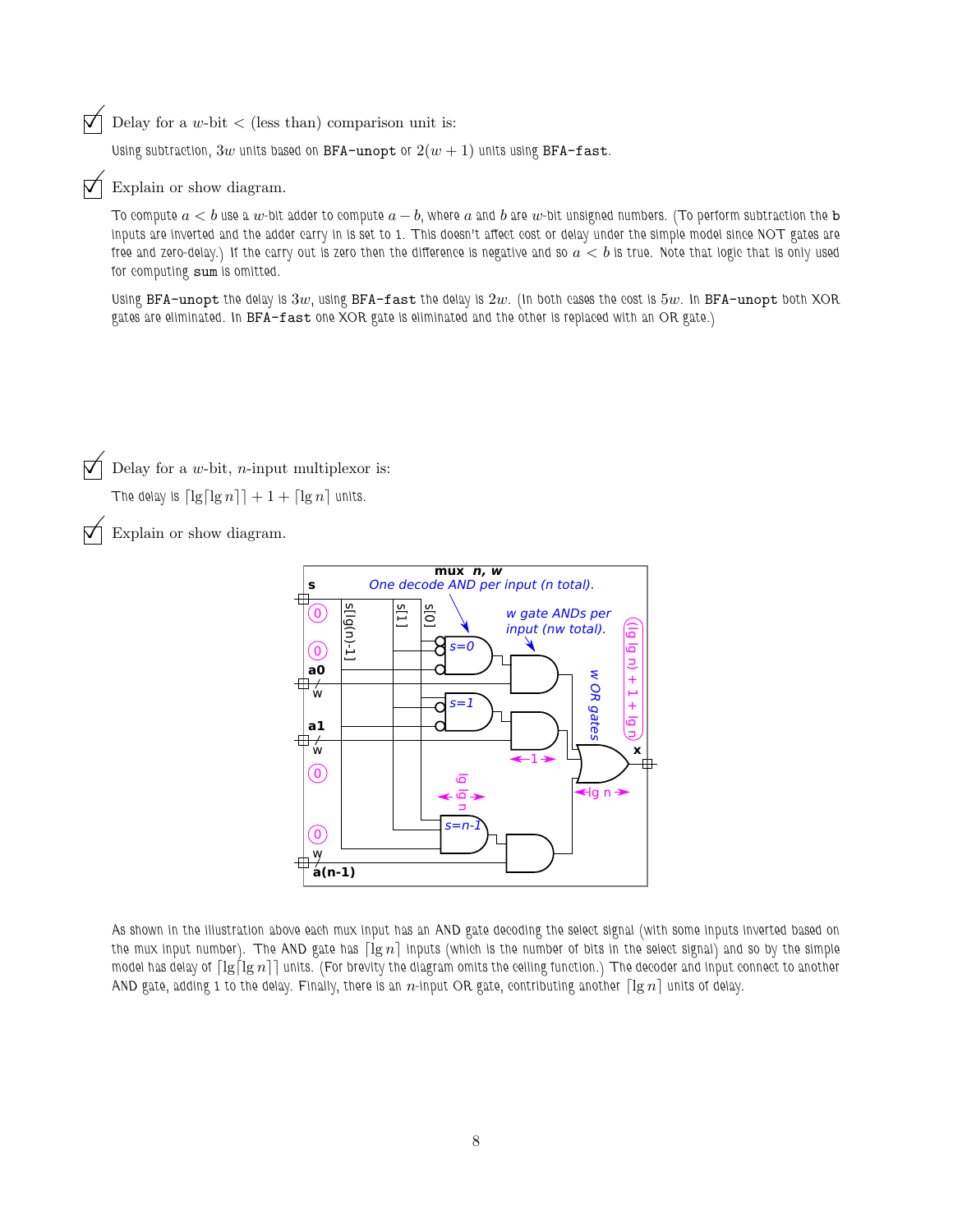☑ Delay for a $w$-bit $<$ (less than) comparison unit is:

Using subtraction, $3w$ units based on `BFA-unopt` or $2(w+1)$ units using `BFA-fast`.

☑ Explain or show diagram.

To compute $a < b$ use a $w$-bit adder to compute $a - b$, where $a$ and $b$ are $w$-bit unsigned numbers. (To perform subtraction the `b` inputs are inverted and the adder carry in is set to 1. This doesn't affect cost or delay under the simple model since NOT gates are free and zero-delay.) If the carry out is zero then the difference is negative and so $a < b$ is true. Note that logic that is only used for computing `sum` is omitted.

Using `BFA-unopt` the delay is $3w$, using `BFA-fast` the delay is $2w$. (In both cases the cost is $5w$. In `BFA-unopt` both XOR gates are eliminated. In `BFA-fast` one XOR gate is eliminated and the other is replaced with an OR gate.)

☑ Delay for a $w$-bit, $n$-input multiplexor is:

The delay is $\lceil \lg \lceil \lg n \rceil \rceil + 1 + \lceil \lg n \rceil$ units.

☑ Explain or show diagram.

As shown in the illustration above each mux input has an AND gate decoding the select signal (with some inputs inverted based on the mux input number). The AND gate has $\lceil \lg n \rceil$ inputs (which is the number of bits in the select signal) and so by the simple model has delay of $\lceil \lg \lceil \lg n \rceil \rceil$ units. (For brevity the diagram omits the ceiling function.) The decoder and input connect to another AND gate, adding 1 to the delay. Finally, there is an $n$-input OR gate, contributing another $\lceil \lg n \rceil$ units of delay.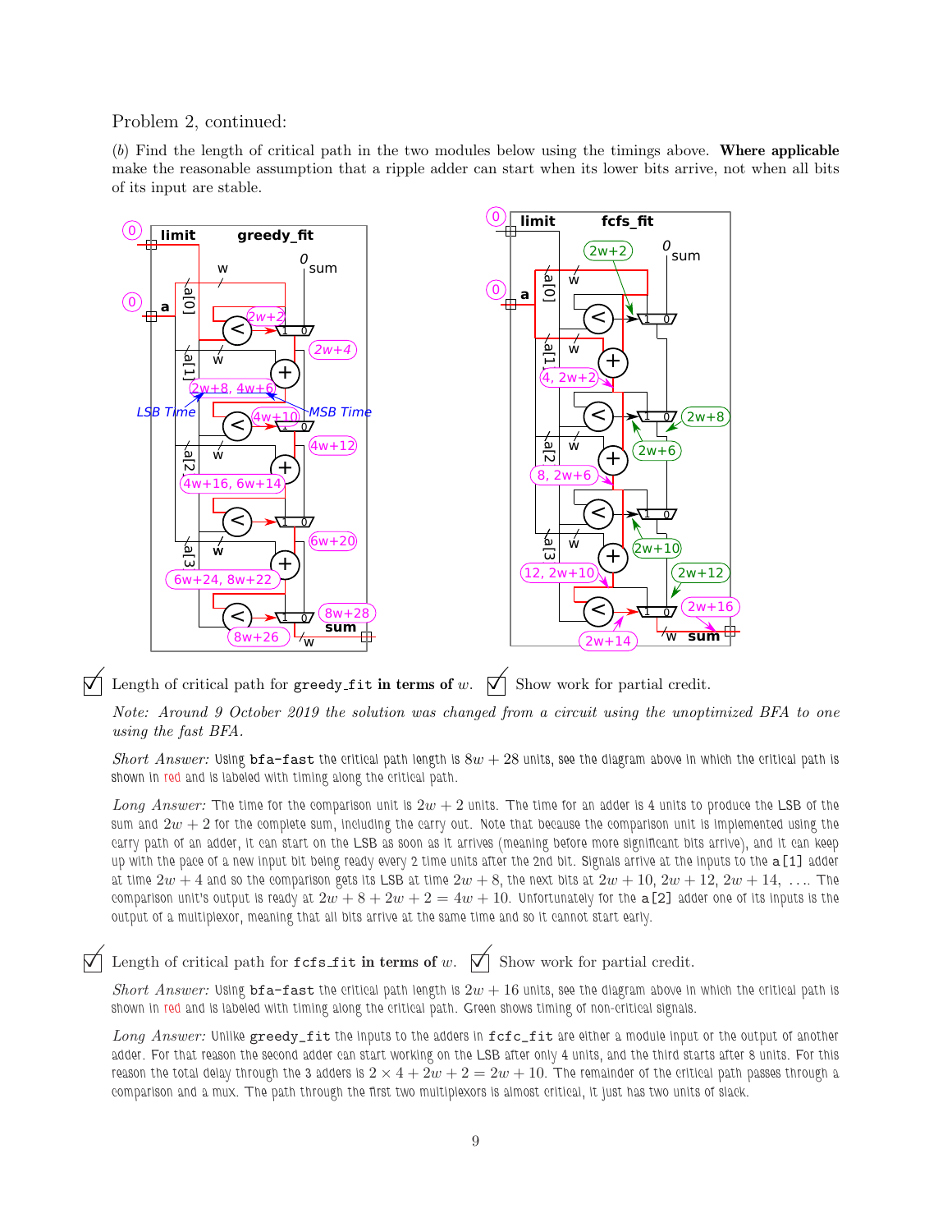Problem 2, continued:

(*b*) Find the length of critical path in the two modules below using the timings above. **Where applicable** make the reasonable assumption that a ripple adder can start when its lower bits arrive, not when all bits of its input are stable.

☑ Length of critical path for `greedy_fit` **in terms of** $w$. ☑ Show work for partial credit.

*Note: Around 9 October 2019 the solution was changed from a circuit using the unoptimized BFA to one using the fast BFA.*

*Short Answer:* Using `bfa-fast` the critical path length is $8w + 28$ units, see the diagram above in which the critical path is shown in red and is labeled with timing along the critical path.

*Long Answer:* The time for the comparison unit is $2w + 2$ units. The time for an adder is 4 units to produce the LSB of the sum and $2w + 2$ for the complete sum, including the carry out. Note that because the comparison unit is implemented using the carry path of an adder, it can start on the LSB as soon as it arrives (meaning before more significant bits arrive), and it can keep up with the pace of a new input bit being ready every 2 time units after the 2nd bit. Signals arrive at the inputs to the `a[1]` adder at time $2w + 4$ and so the comparison gets its LSB at time $2w + 8$, the next bits at $2w + 10$, $2w + 12$, $2w + 14$, .... The comparison unit's output is ready at $2w + 8 + 2w + 2 = 4w + 10$. Unfortunately for the `a[2]` adder one of its inputs is the output of a multiplexor, meaning that all bits arrive at the same time and so it cannot start early.

☑ Length of critical path for `fcfs_fit` **in terms of** $w$. ☑ Show work for partial credit.

*Short Answer:* Using `bfa-fast` the critical path length is $2w + 16$ units, see the diagram above in which the critical path is shown in red and is labeled with timing along the critical path. Green shows timing of non-critical signals.

*Long Answer:* Unlike `greedy_fit` the inputs to the adders in `fcfc_fit` are either a module input or the output of another adder. For that reason the second adder can start working on the LSB after only 4 units, and the third starts after 8 units. For this reason the total delay through the 3 adders is $2 \times 4 + 2w + 2 = 2w + 10$. The remainder of the critical path passes through a comparison and a mux. The path through the first two multiplexors is almost critical, it just has two units of slack.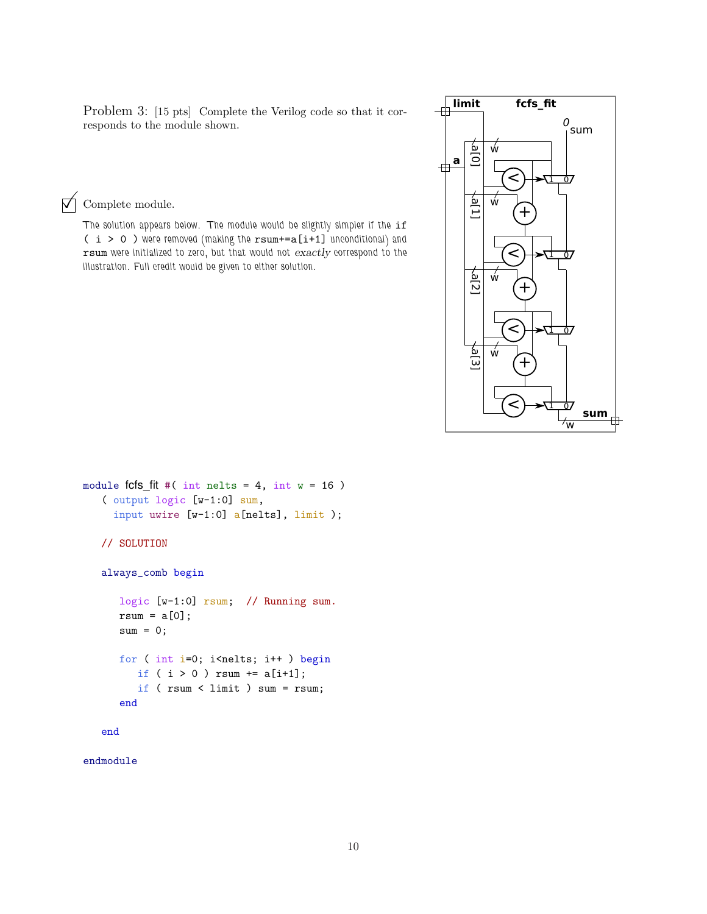Problem 3: [15 pts] Complete the Verilog code so that it corresponds to the module shown.

☑ Complete module.

The solution appears below. The module would be slightly simpler if the `if ( i > 0 )` were removed (making the `rsum+=a[i+1]` unconditional) and `rsum` were initialized to zero, but that would not *exactly* correspond to the illustration. Full credit would be given to either solution.

```
module fcfs_fit #( int nelts = 4, int w = 16 )
   ( output logic [w-1:0] sum,
     input uwire [w-1:0] a[nelts], limit );

   // SOLUTION

   always_comb begin

      logic [w-1:0] rsum;  // Running sum.
      rsum = a[0];
      sum = 0;

      for ( int i=0; i<nelts; i++ ) begin
         if ( i > 0 ) rsum += a[i+1];
         if ( rsum < limit ) sum = rsum;
      end

   end

endmodule
```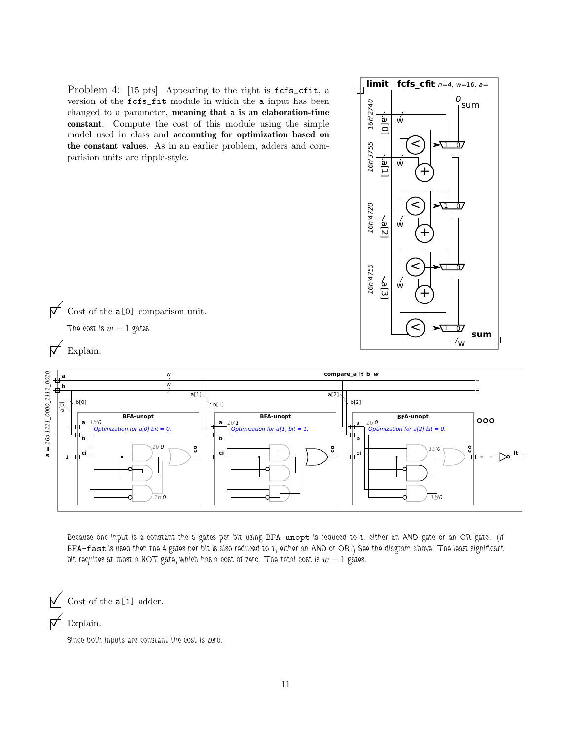Problem 4: [15 pts] Appearing to the right is `fcfs_cfit`, a version of the `fcfs_fit` module in which the `a` input has been changed to a parameter, **meaning that a is an elaboration-time constant**. Compute the cost of this module using the simple model used in class and **accounting for optimization based on the constant values**. As in an earlier problem, adders and comparision units are ripple-style.

☑ Cost of the `a[0]` comparison unit.

The cost is $w - 1$ gates.

☑ Explain.

Because one input is a constant the 5 gates per bit using `BFA-unopt` is reduced to 1, either an AND gate or an OR gate. (If `BFA-fast` is used then the 4 gates per bit is also reduced to 1, either an AND or OR.) See the diagram above. The least significant bit requires at most a NOT gate, which has a cost of zero. The total cost is $w - 1$ gates.

☑ Cost of the `a[1]` adder.

☑ Explain.

Since both inputs are constant the cost is zero.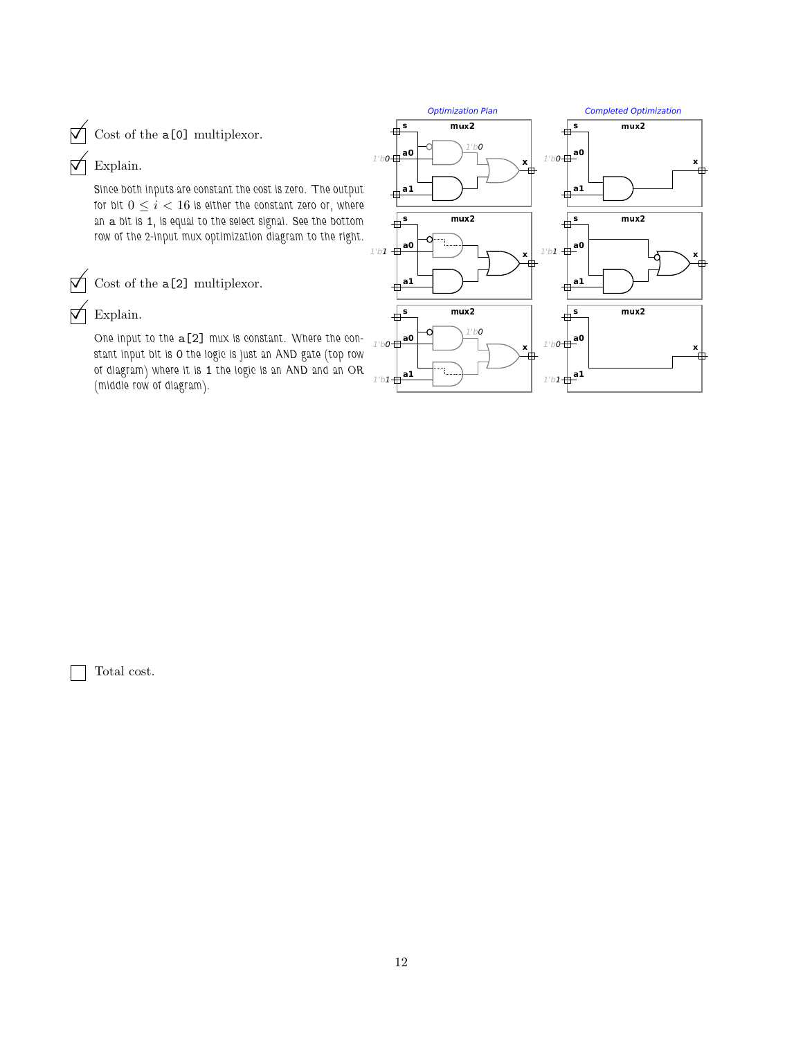☑ Cost of the a[0] multiplexor.

☑ Explain.

Since both inputs are constant the cost is zero. The output for bit $0 \leq i < 16$ is either the constant zero or, where an a bit is 1, is equal to the select signal. See the bottom row of the 2-input mux optimization diagram to the right.

☑ Cost of the a[2] multiplexor.

☑ Explain.

One input to the a[2] mux is constant. Where the constant input bit is 0 the logic is just an AND gate (top row of diagram) where it is 1 the logic is an AND and an OR (middle row of diagram).

☐ Total cost.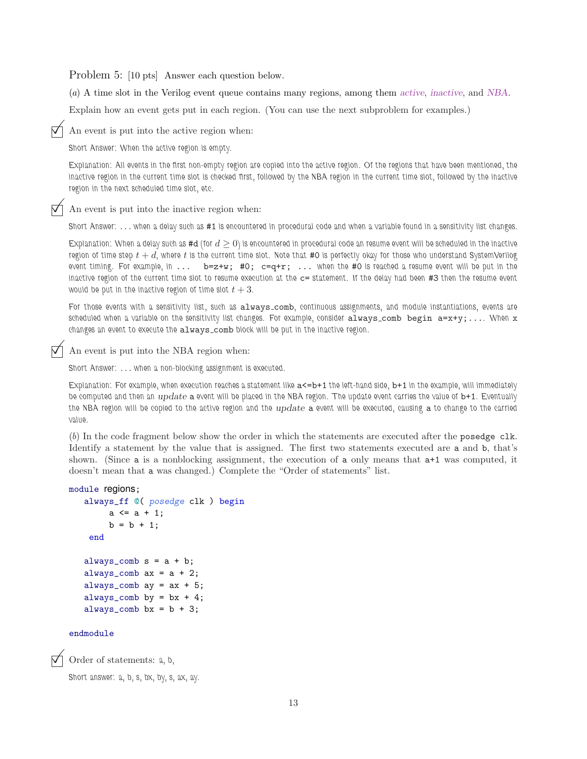Problem 5: [10 pts] Answer each question below.

(*a*) A time slot in the Verilog event queue contains many regions, among them *active*, *inactive*, and *NBA*.

Explain how an event gets put in each region. (You can use the next subproblem for examples.)

☑ An event is put into the active region when:

Short Answer: When the active region is empty.

Explanation: All events in the first non-empty region are copied into the active region. Of the regions that have been mentioned, the inactive region in the current time slot is checked first, followed by the NBA region in the current time slot, followed by the inactive region in the next scheduled time slot, etc.

☑ An event is put into the inactive region when:

Short Answer: ... when a delay such as `#1` is encountered in procedural code and when a variable found in a sensitivity list changes.

Explanation: When a delay such as `#d` (for $d \geq 0$) is encountered in procedural code an resume event will be scheduled in the inactive region of time step $t + d$, where $t$ is the current time slot. Note that `#0` is perfectly okay for those who understand SystemVerilog event timing. For example, in `... b=z+w; #0; c=q+r; ...` when the `#0` is reached a resume event will be put in the inactive region of the current time slot to resume execution at the `c=` statement. If the delay had been `#3` then the resume event would be put in the inactive region of time slot $t + 3$.

For those events with a sensitivity list, such as `always_comb`, continuous assignments, and module instantiations, events are scheduled when a variable on the sensitivity list changes. For example, consider `always_comb begin a=x+y;...`. When `x` changes an event to execute the `always_comb` block will be put in the inactive region.

☑ An event is put into the NBA region when:

Short Answer: ... when a non-blocking assignment is executed.

Explanation: For example, when execution reaches a statement like `a<=b+1` the left-hand side, `b+1` in the example, will immediately be computed and then an *update* `a` event will be placed in the NBA region. The update event carries the value of `b+1`. Eventually the NBA region will be copied to the active region and the *update* `a` event will be executed, causing `a` to change to the carried value.

(*b*) In the code fragment below show the order in which the statements are executed after the `posedge clk`. Identify a statement by the value that is assigned. The first two statements executed are `a` and `b`, that's shown. (Since `a` is a nonblocking assignment, the execution of `a` only means that `a+1` was computed, it doesn't mean that `a` was changed.) Complete the "Order of statements" list.

```
module regions;
   always_ff @( posedge clk ) begin
        a <= a + 1;
        b = b + 1;
    end

   always_comb s = a + b;
   always_comb ax = a + 2;
   always_comb ay = ax + 5;
   always_comb by = bx + 4;
   always_comb bx = b + 3;

endmodule
```

☑ Order of statements: a, b,

Short answer: a, b, s, bx, by, s, ax, ay.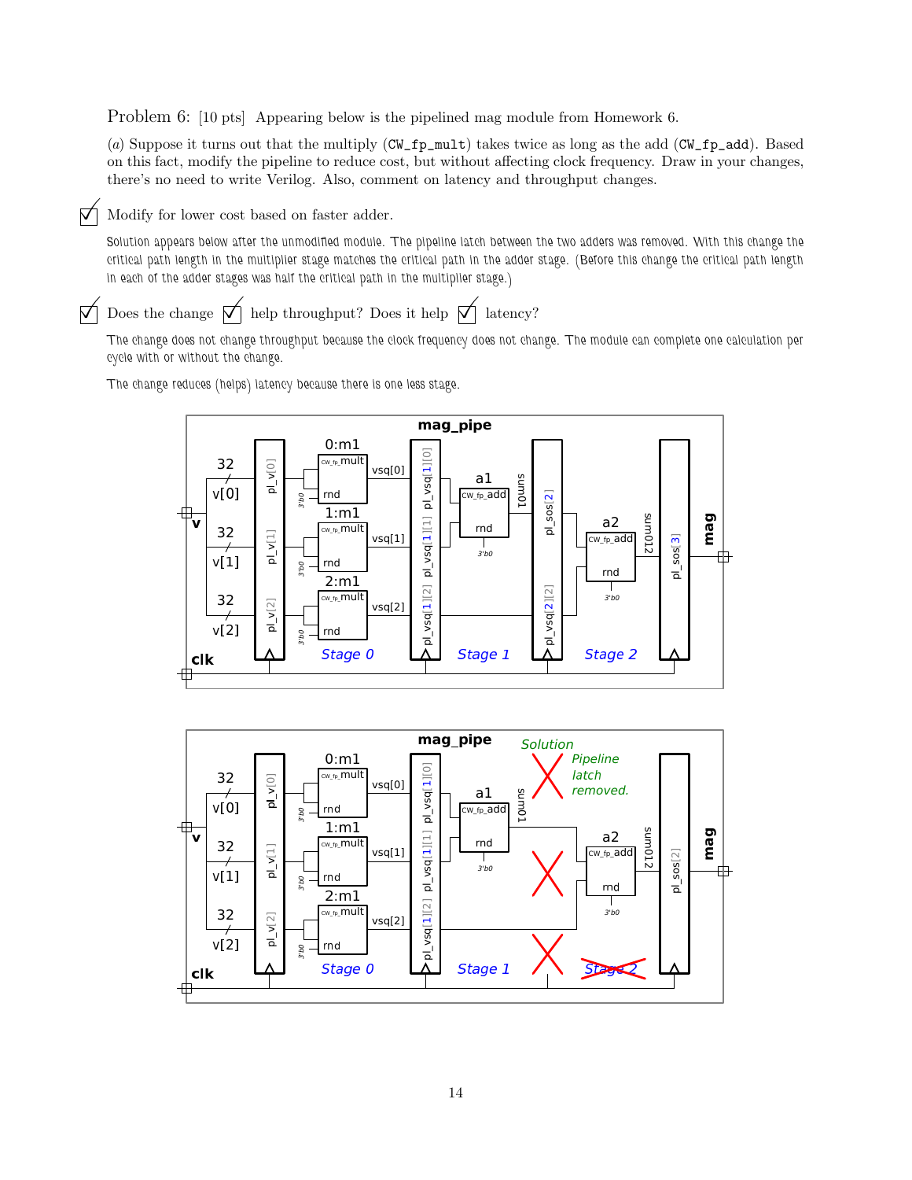Problem 6: [10 pts] Appearing below is the pipelined mag module from Homework 6.

(*a*) Suppose it turns out that the multiply (`CW_fp_mult`) takes twice as long as the add (`CW_fp_add`). Based on this fact, modify the pipeline to reduce cost, but without affecting clock frequency. Draw in your changes, there's no need to write Verilog. Also, comment on latency and throughput changes.

☑ Modify for lower cost based on faster adder.

Solution appears below after the unmodified module. The pipeline latch between the two adders was removed. With this change the critical path length in the multiplier stage matches the critical path in the adder stage. (Before this change the critical path length in each of the adder stages was half the critical path in the multiplier stage.)

☑ Does the change ☑ help throughput? Does it help ☑ latency?

The change does not change throughput because the clock frequency does not change. The module can complete one calculation per cycle with or without the change.

The change reduces (helps) latency because there is one less stage.

mag_pipe

v, clk, 32, v[0], v[1], v[2], pl_v[0], pl_v[1], pl_v[2], 0:m1, 1:m1, 2:m1, CW_fp_mult, rnd, 3'b0, vsq[0], vsq[1], vsq[2], pl_vsq[1][0], pl_vsq[1][1], pl_vsq[1][2], a1, CW_fp_add, sum01, pl_sos[2], pl_vsq[2][2], a2, sum012, pl_sos[3], mag, Stage 0, Stage 1, Stage 2

mag_pipe

Solution — Pipeline latch removed.

v, clk, 32, v[0], v[1], v[2], pl_v[0], pl_v[1], pl_v[2], 0:m1, 1:m1, 2:m1, CW_fp_mult, rnd, 3'b0, vsq[0], vsq[1], vsq[2], pl_vsq[1][0], pl_vsq[1][1], pl_vsq[1][2], a1, CW_fp_add, sum01, a2, sum012, pl_sos[2], mag, Stage 0, Stage 1, ~~Stage 2~~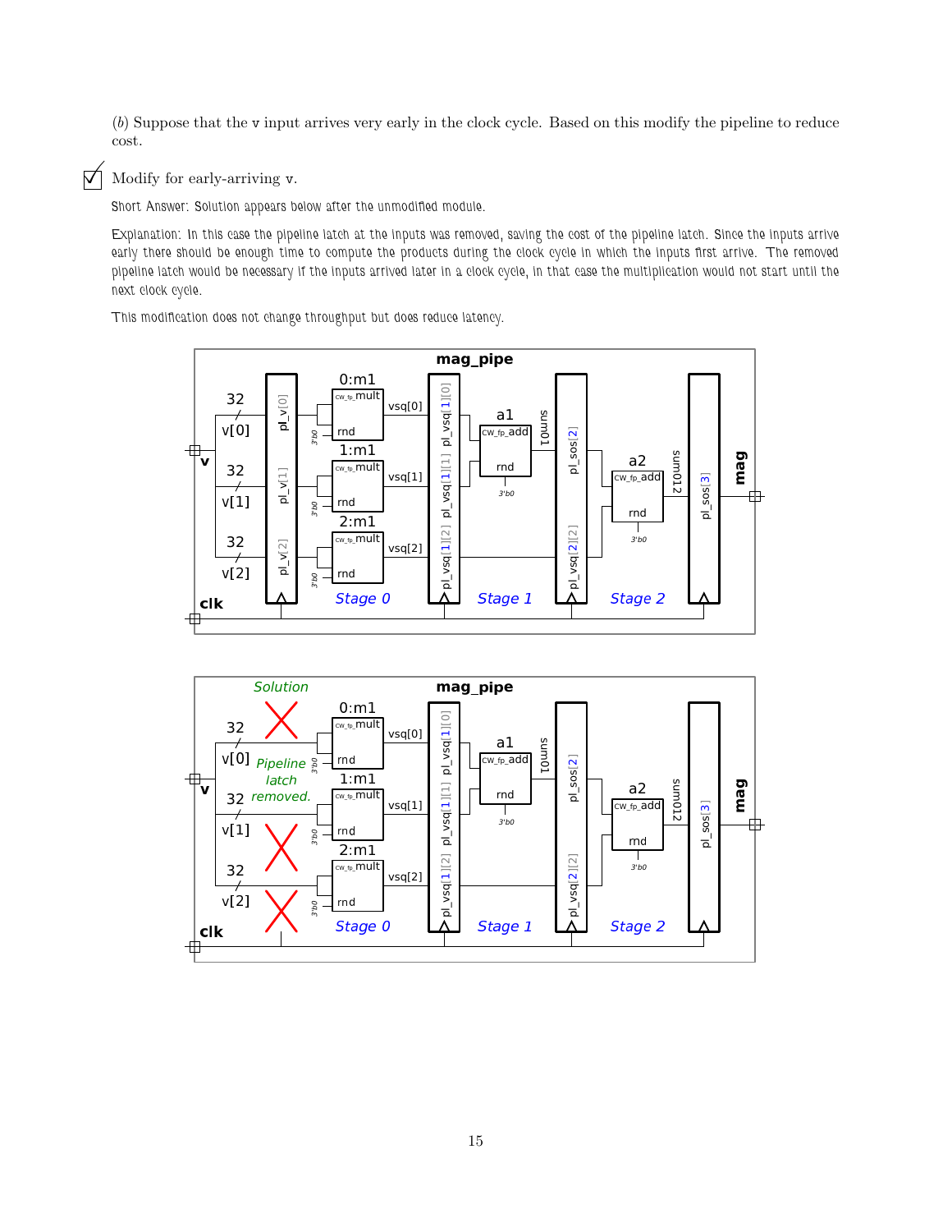(*b*) Suppose that the v input arrives very early in the clock cycle. Based on this modify the pipeline to reduce cost.

☑ Modify for early-arriving v.

Short Answer: Solution appears below after the unmodified module.

Explanation: In this case the pipeline latch at the inputs was removed, saving the cost of the pipeline latch. Since the inputs arrive early there should be enough time to compute the products during the clock cycle in which the inputs first arrive. The removed pipeline latch would be necessary if the inputs arrived later in a clock cycle, in that case the multiplication would not start until the next clock cycle.

This modification does not change throughput but does reduce latency.

mag_pipe

32
v[0]
32
v[1]
32
v[2]
v
clk
pl_v[0]
pl_v[1]
pl_v[2]
0:m1
cw_fp_mult
rnd
1:m1
cw_fp_mult
rnd
2:m1
cw_fp_mult
rnd
3'b0
vsq[0]
vsq[1]
vsq[2]
pl_vsq[1][0]
pl_vsq[1][1]
pl_vsq[1][2]
a1
cw_fp_add
rnd
3'b0
sum01
pl_sos[2]
pl_vsq[2][2]
a2
cw_fp_add
rnd
3'b0
sum012
pl_sos[3]
mag
Stage 0
Stage 1
Stage 2

Solution
mag_pipe

32
v[0]
Pipeline
latch
removed.
32
v[1]
32
v[2]
v
clk
0:m1
cw_fp_mult
rnd
1:m1
cw_fp_mult
rnd
2:m1
cw_fp_mult
rnd
3'b0
vsq[0]
vsq[1]
vsq[2]
pl_vsq[1][0]
pl_vsq[1][1]
pl_vsq[1][2]
a1
cw_fp_add
rnd
3'b0
sum01
pl_sos[2]
pl_vsq[2][2]
a2
cw_fp_add
rnd
3'b0
sum012
pl_sos[3]
mag
Stage 0
Stage 1
Stage 2